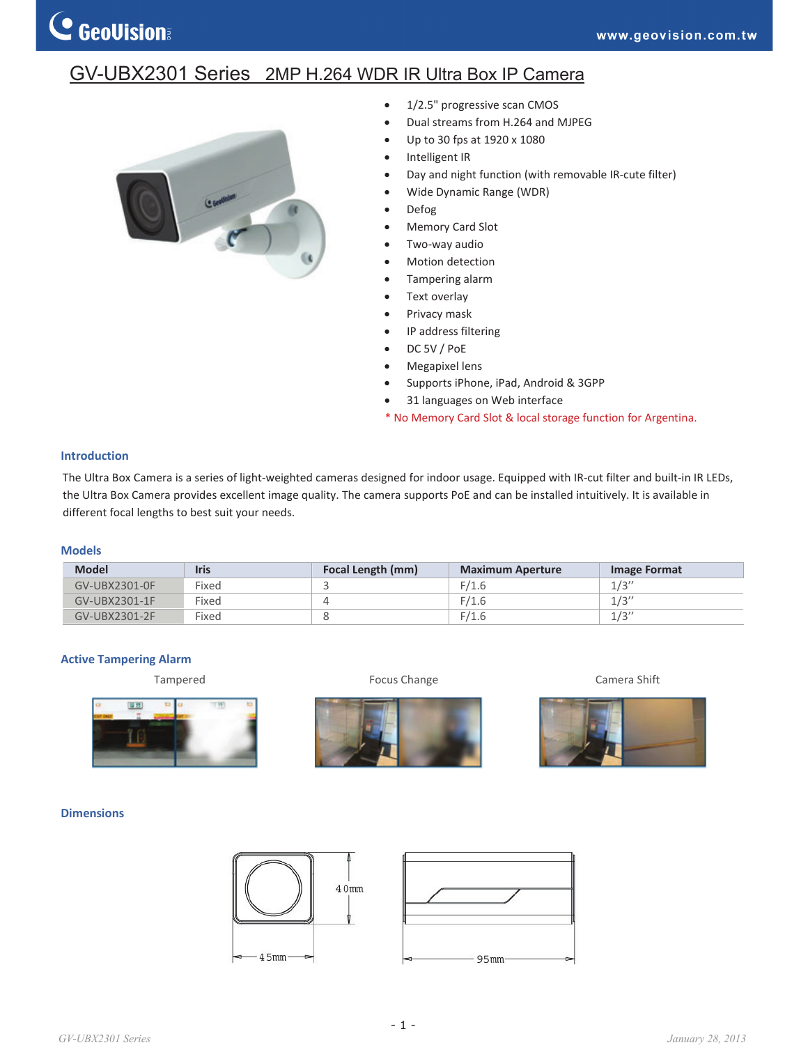# GV-UBX2301 Series 2MP H.264 WDR IR Ultra Box IP Camera

- 1/2.5" progressive scan CMOS
- Dual streams from H.264 and MJPEG
- Up to 30 fps at 1920 x 1080
- Intelligent IR
- Day and night function (with removable IR-cute filter)
- Wide Dynamic Range (WDR)
- Defog
- Memory Card Slot
- Two-way audio
- Motion detection
- Tampering alarm
- Text overlay
- Privacy mask
- IP address filtering
- DC 5V / PoE
- Megapixel lens
- Supports iPhone, iPad, Android & 3GPP
- 31 languages on Web interface

* No Memory Card Slot & local storage function for Argentina.

## Introduction

The Ultra Box Camera is a series of light-weighted cameras designed for indoor usage. Equipped with IR-cut filter and built-in IR LEDs, the Ultra Box Camera provides excellent image quality. The camera supports PoE and can be installed intuitively. It is available in different focal lengths to best suit your needs.

## Models

| Model | Iris | Focal Length (mm) | Maximum Aperture | Image Format |
|---|---|---|---|---|
| GV-UBX2301-0F | Fixed | 3 | F/1.6 | 1/3" |
| GV-UBX2301-1F | Fixed | 4 | F/1.6 | 1/3" |
| GV-UBX2301-2F | Fixed | 8 | F/1.6 | 1/3" |

## Active Tampering Alarm

Tampered

Focus Change

Camera Shift

## Dimensions

40mm

45mm

95mm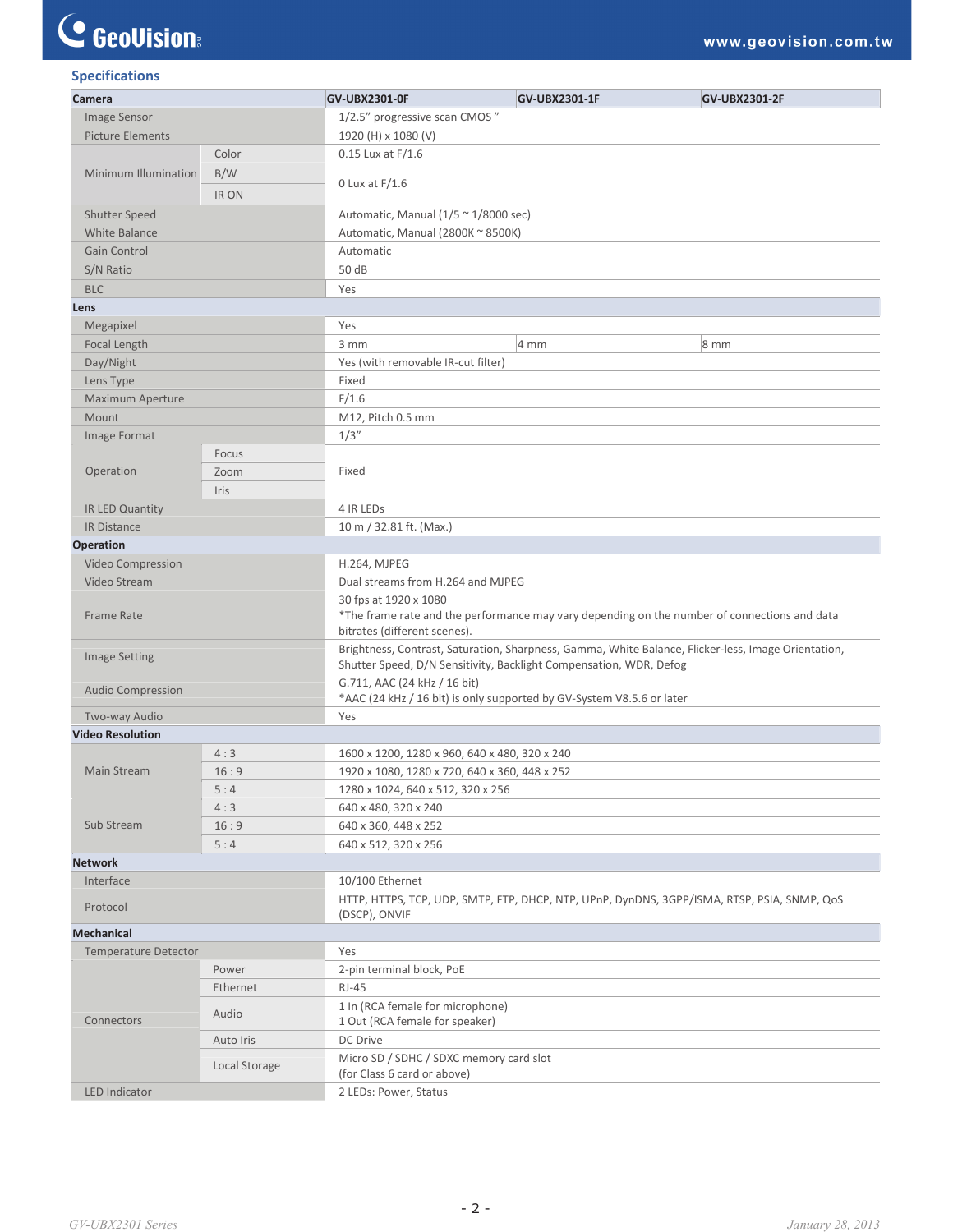## Specifications

| Camera | | GV-UBX2301-0F | GV-UBX2301-1F | GV-UBX2301-2F |
|---|---|---|---|---|
| Image Sensor | | 1/2.5" progressive scan CMOS " | | |
| Picture Elements | | 1920 (H) x 1080 (V) | | |
| Minimum Illumination | Color | 0.15 Lux at F/1.6 | | |
| | B/W | 0 Lux at F/1.6 | | |
| | IR ON | | | |
| Shutter Speed | | Automatic, Manual (1/5 ~ 1/8000 sec) | | |
| White Balance | | Automatic, Manual (2800K ~ 8500K) | | |
| Gain Control | | Automatic | | |
| S/N Ratio | | 50 dB | | |
| BLC | | Yes | | |
| **Lens** | | | | |
| Megapixel | | Yes | | |
| Focal Length | | 3 mm | 4 mm | 8 mm |
| Day/Night | | Yes (with removable IR-cut filter) | | |
| Lens Type | | Fixed | | |
| Maximum Aperture | | F/1.6 | | |
| Mount | | M12, Pitch 0.5 mm | | |
| Image Format | | 1/3" | | |
| Operation | Focus | Fixed | | |
| | Zoom | | | |
| | Iris | | | |
| IR LED Quantity | | 4 IR LEDs | | |
| IR Distance | | 10 m / 32.81 ft. (Max.) | | |
| **Operation** | | | | |
| Video Compression | | H.264, MJPEG | | |
| Video Stream | | Dual streams from H.264 and MJPEG | | |
| Frame Rate | | 30 fps at 1920 x 1080<br>*The frame rate and the performance may vary depending on the number of connections and data bitrates (different scenes). | | |
| Image Setting | | Brightness, Contrast, Saturation, Sharpness, Gamma, White Balance, Flicker-less, Image Orientation, Shutter Speed, D/N Sensitivity, Backlight Compensation, WDR, Defog | | |
| Audio Compression | | G.711, AAC (24 kHz / 16 bit)<br>*AAC (24 kHz / 16 bit) is only supported by GV-System V8.5.6 or later | | |
| Two-way Audio | | Yes | | |
| **Video Resolution** | | | | |
| Main Stream | 4 : 3 | 1600 x 1200, 1280 x 960, 640 x 480, 320 x 240 | | |
| | 16 : 9 | 1920 x 1080, 1280 x 720, 640 x 360, 448 x 252 | | |
| | 5 : 4 | 1280 x 1024, 640 x 512, 320 x 256 | | |
| Sub Stream | 4 : 3 | 640 x 480, 320 x 240 | | |
| | 16 : 9 | 640 x 360, 448 x 252 | | |
| | 5 : 4 | 640 x 512, 320 x 256 | | |
| **Network** | | | | |
| Interface | | 10/100 Ethernet | | |
| Protocol | | HTTP, HTTPS, TCP, UDP, SMTP, FTP, DHCP, NTP, UPnP, DynDNS, 3GPP/ISMA, RTSP, PSIA, SNMP, QoS (DSCP), ONVIF | | |
| **Mechanical** | | | | |
| Temperature Detector | | Yes | | |
| Connectors | Power | 2-pin terminal block, PoE | | |
| | Ethernet | RJ-45 | | |
| | Audio | 1 In (RCA female for microphone)<br>1 Out (RCA female for speaker) | | |
| | Auto Iris | DC Drive | | |
| | Local Storage | Micro SD / SDHC / SDXC memory card slot<br>(for Class 6 card or above) | | |
| LED Indicator | | 2 LEDs: Power, Status | | |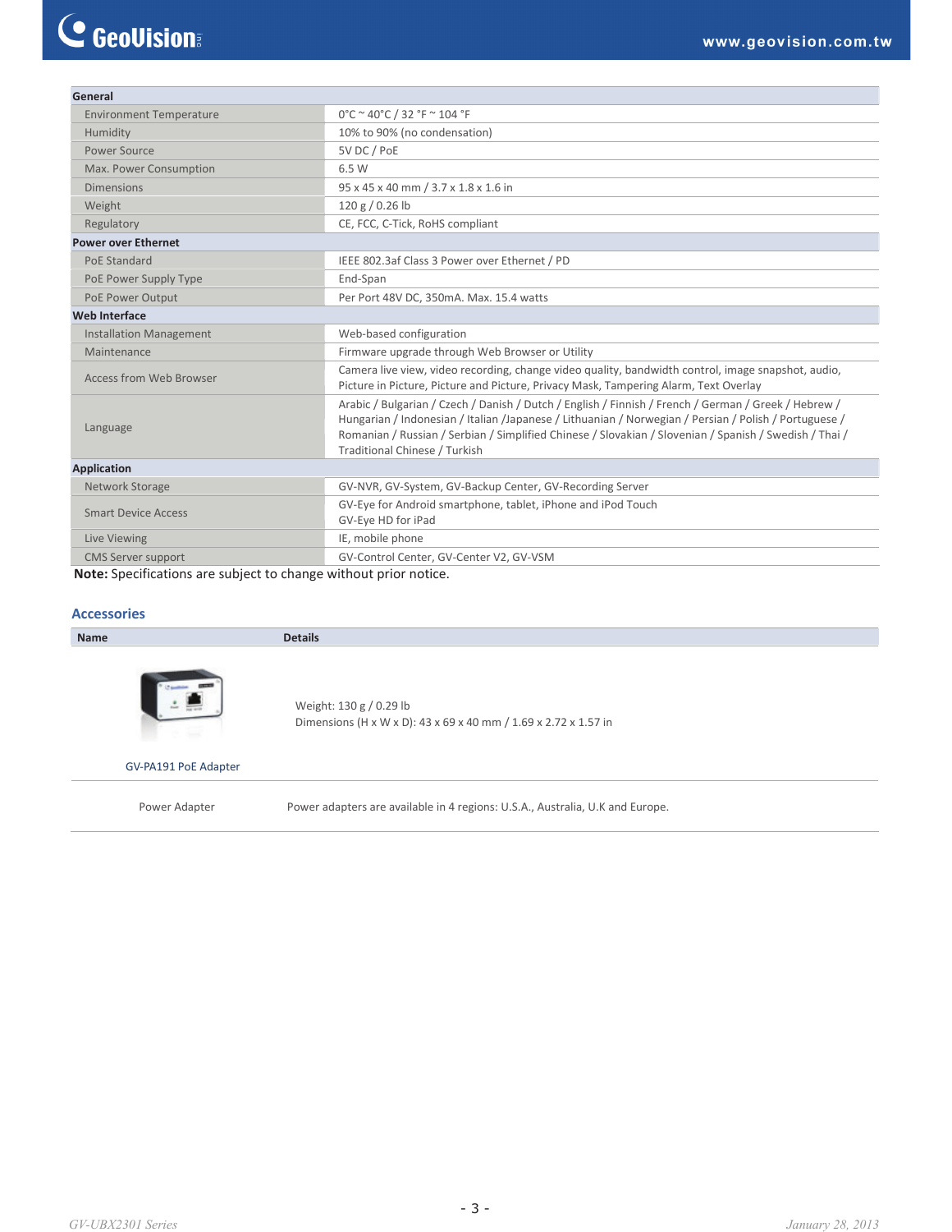| General | |
|---|---|
| Environment Temperature | 0°C ~ 40°C / 32 °F ~ 104 °F |
| Humidity | 10% to 90% (no condensation) |
| Power Source | 5V DC / PoE |
| Max. Power Consumption | 6.5 W |
| Dimensions | 95 x 45 x 40 mm / 3.7 x 1.8 x 1.6 in |
| Weight | 120 g / 0.26 lb |
| Regulatory | CE, FCC, C-Tick, RoHS compliant |
| **Power over Ethernet** | |
| PoE Standard | IEEE 802.3af Class 3 Power over Ethernet / PD |
| PoE Power Supply Type | End-Span |
| PoE Power Output | Per Port 48V DC, 350mA. Max. 15.4 watts |
| **Web Interface** | |
| Installation Management | Web-based configuration |
| Maintenance | Firmware upgrade through Web Browser or Utility |
| Access from Web Browser | Camera live view, video recording, change video quality, bandwidth control, image snapshot, audio, Picture in Picture, Picture and Picture, Privacy Mask, Tampering Alarm, Text Overlay |
| Language | Arabic / Bulgarian / Czech / Danish / Dutch / English / Finnish / French / German / Greek / Hebrew / Hungarian / Indonesian / Italian /Japanese / Lithuanian / Norwegian / Persian / Polish / Portuguese / Romanian / Russian / Serbian / Simplified Chinese / Slovakian / Slovenian / Spanish / Swedish / Thai / Traditional Chinese / Turkish |
| **Application** | |
| Network Storage | GV-NVR, GV-System, GV-Backup Center, GV-Recording Server |
| Smart Device Access | GV-Eye for Android smartphone, tablet, iPhone and iPod Touch<br>GV-Eye HD for iPad |
| Live Viewing | IE, mobile phone |
| CMS Server support | GV-Control Center, GV-Center V2, GV-VSM |

**Note:** Specifications are subject to change without prior notice.

## Accessories

| Name | Details |
|---|---|
| GV-PA191 PoE Adapter | Weight: 130 g / 0.29 lb<br>Dimensions (H x W x D): 43 x 69 x 40 mm / 1.69 x 2.72 x 1.57 in |
| Power Adapter | Power adapters are available in 4 regions: U.S.A., Australia, U.K and Europe. |